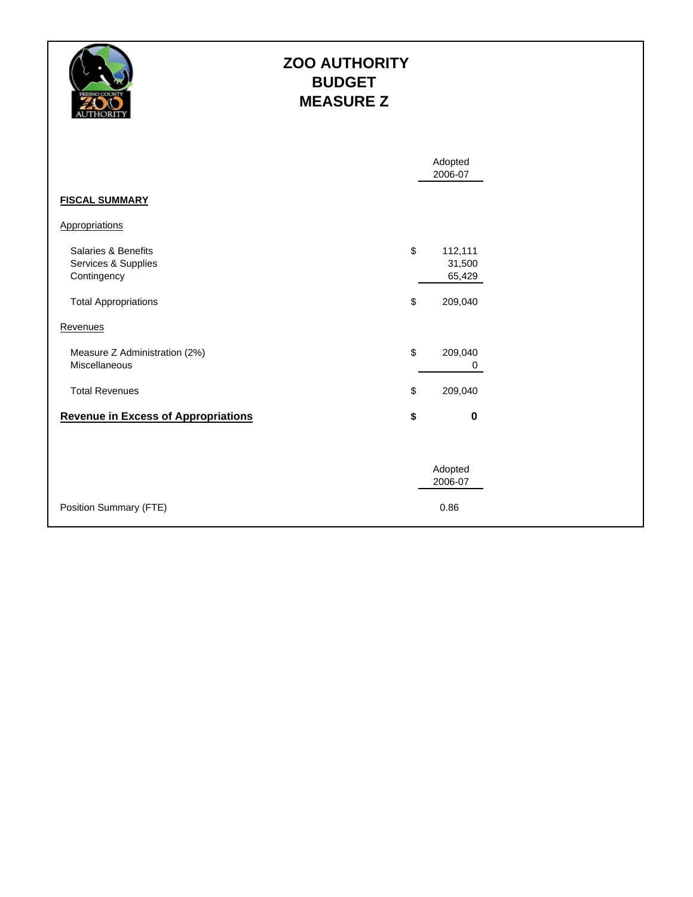# ZOO AUTHORITY BUDGET MEASURE Z

| | | Adopted 2006-07 |
|---|---|---|
| **FISCAL SUMMARY** | | |
| Appropriations | | |
| Salaries & Benefits | $ | 112,111 |
| Services & Supplies | | 31,500 |
| Contingency | | 65,429 |
| Total Appropriations | $ | 209,040 |
| Revenues | | |
| Measure Z Administration (2%) | $ | 209,040 |
| Miscellaneous | | 0 |
| Total Revenues | $ | 209,040 |
| **Revenue in Excess of Appropriations** | **$** | **0** |

| | Adopted 2006-07 |
|---|---|
| Position Summary (FTE) | 0.86 |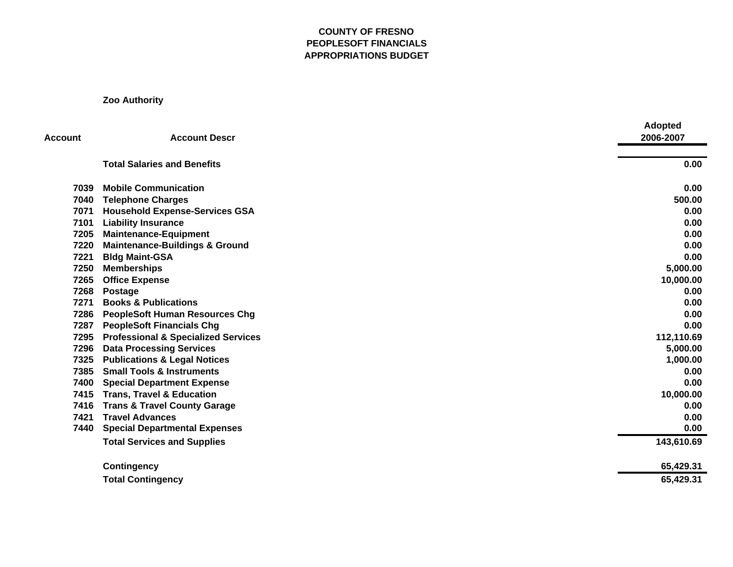**COUNTY OF FRESNO**
**PEOPLESOFT FINANCIALS**
**APPROPRIATIONS BUDGET**

**Zoo Authority**

| Account | Account Descr | Adopted 2006-2007 |
|---|---|---|
| | **Total Salaries and Benefits** | **0.00** |
| 7039 | Mobile Communication | 0.00 |
| 7040 | Telephone Charges | 500.00 |
| 7071 | Household Expense-Services GSA | 0.00 |
| 7101 | Liability Insurance | 0.00 |
| 7205 | Maintenance-Equipment | 0.00 |
| 7220 | Maintenance-Buildings & Ground | 0.00 |
| 7221 | Bldg Maint-GSA | 0.00 |
| 7250 | Memberships | 5,000.00 |
| 7265 | Office Expense | 10,000.00 |
| 7268 | Postage | 0.00 |
| 7271 | Books & Publications | 0.00 |
| 7286 | PeopleSoft Human Resources Chg | 0.00 |
| 7287 | PeopleSoft Financials Chg | 0.00 |
| 7295 | Professional & Specialized Services | 112,110.69 |
| 7296 | Data Processing Services | 5,000.00 |
| 7325 | Publications & Legal Notices | 1,000.00 |
| 7385 | Small Tools & Instruments | 0.00 |
| 7400 | Special Department Expense | 0.00 |
| 7415 | Trans, Travel & Education | 10,000.00 |
| 7416 | Trans & Travel County Garage | 0.00 |
| 7421 | Travel Advances | 0.00 |
| 7440 | Special Departmental Expenses | 0.00 |
| | **Total Services and Supplies** | **143,610.69** |
| | Contingency | 65,429.31 |
| | **Total Contingency** | **65,429.31** |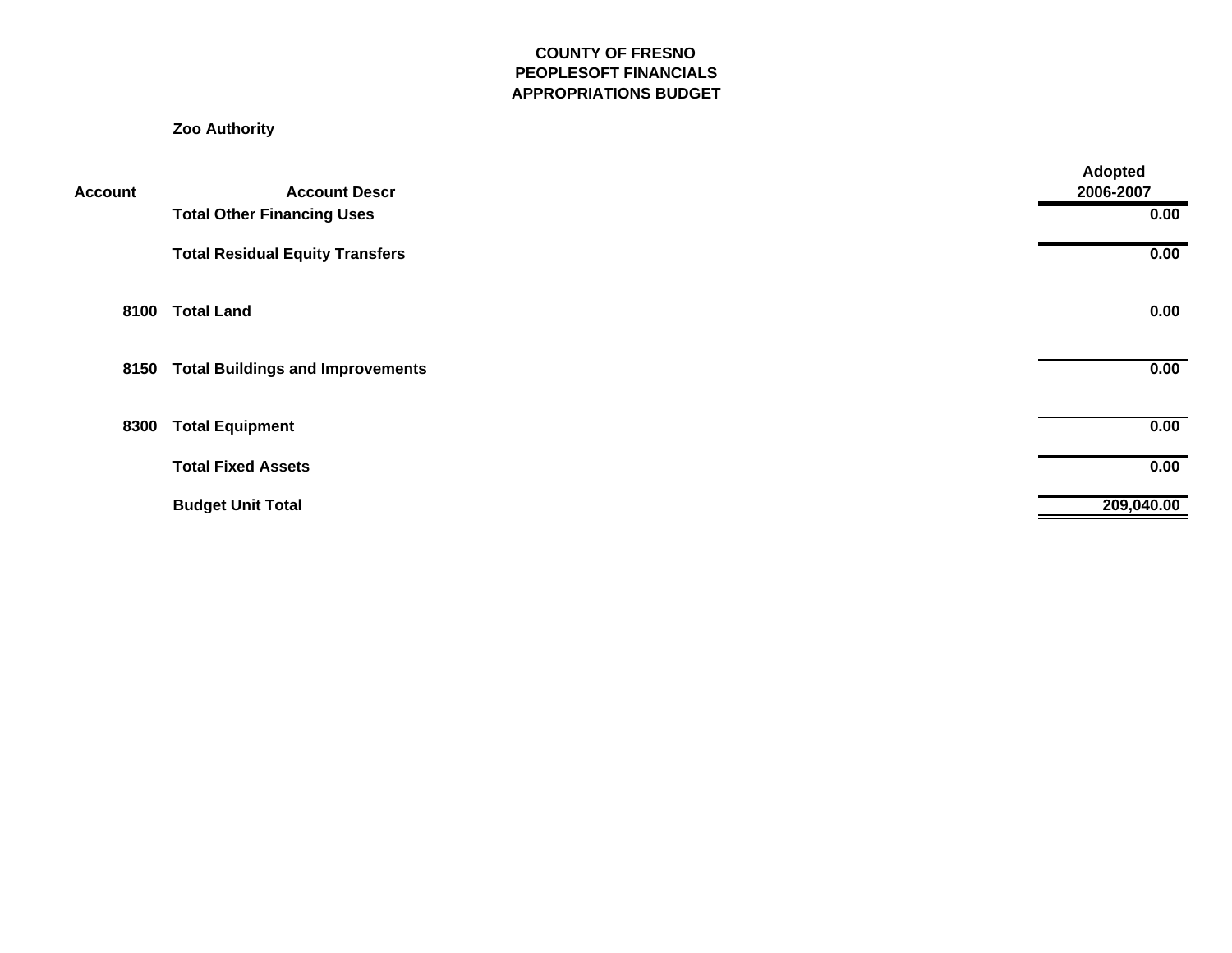**COUNTY OF FRESNO**
**PEOPLESOFT FINANCIALS**
**APPROPRIATIONS BUDGET**

**Zoo Authority**

| Account | Account Descr | Adopted 2006-2007 |
|---|---|---|
| | **Total Other Financing Uses** | **0.00** |
| | **Total Residual Equity Transfers** | **0.00** |
| **8100** | **Total Land** | **0.00** |
| **8150** | **Total Buildings and Improvements** | **0.00** |
| **8300** | **Total Equipment** | **0.00** |
| | **Total Fixed Assets** | **0.00** |
| | **Budget Unit Total** | **209,040.00** |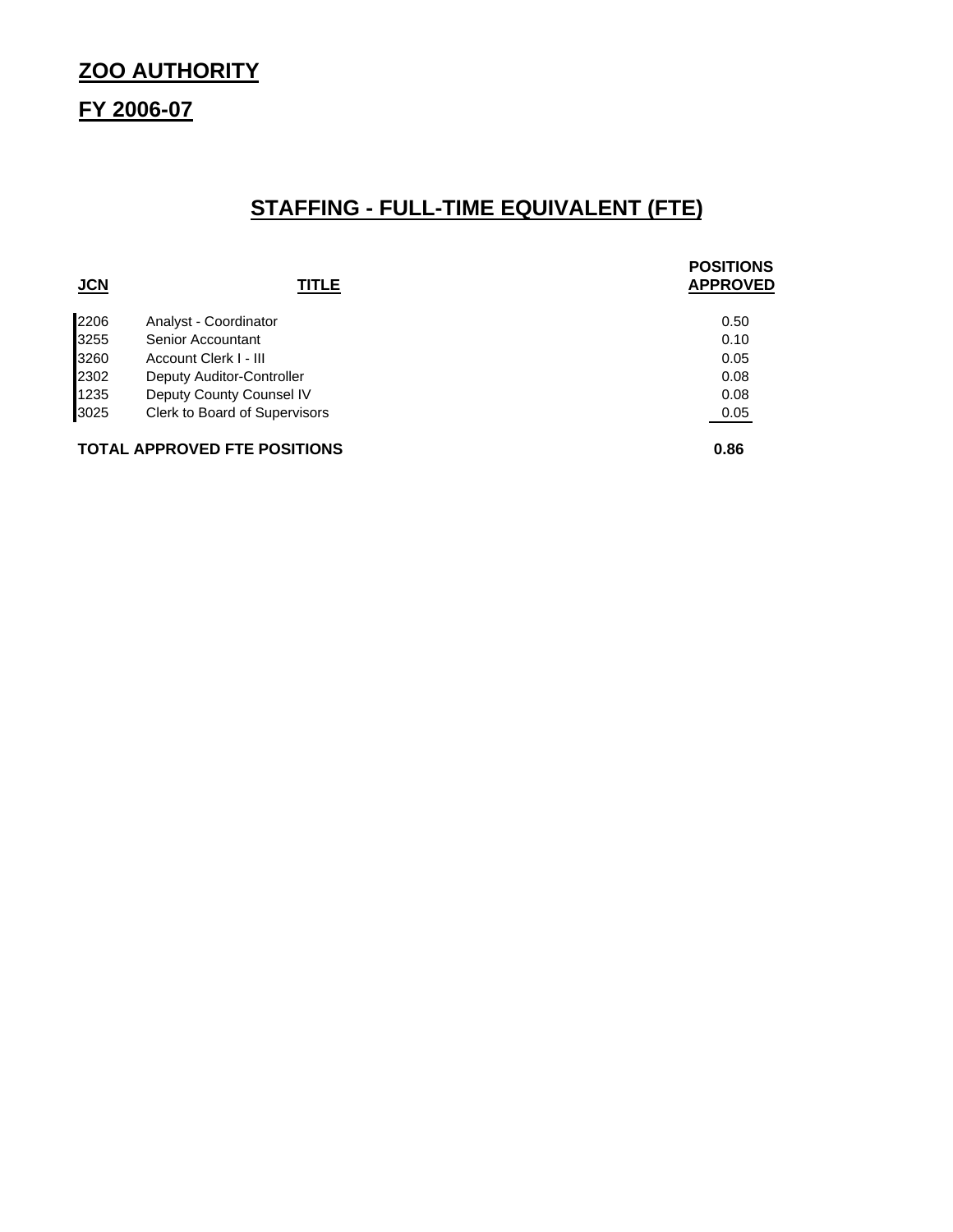# ZOO AUTHORITY

## FY 2006-07

## STAFFING - FULL-TIME EQUIVALENT (FTE)

| JCN | TITLE | POSITIONS APPROVED |
|---|---|---|
| 2206 | Analyst - Coordinator | 0.50 |
| 3255 | Senior Accountant | 0.10 |
| 3260 | Account Clerk I - III | 0.05 |
| 2302 | Deputy Auditor-Controller | 0.08 |
| 1235 | Deputy County Counsel IV | 0.08 |
| 3025 | Clerk to Board of Supervisors | 0.05 |
| **TOTAL APPROVED FTE POSITIONS** | | **0.86** |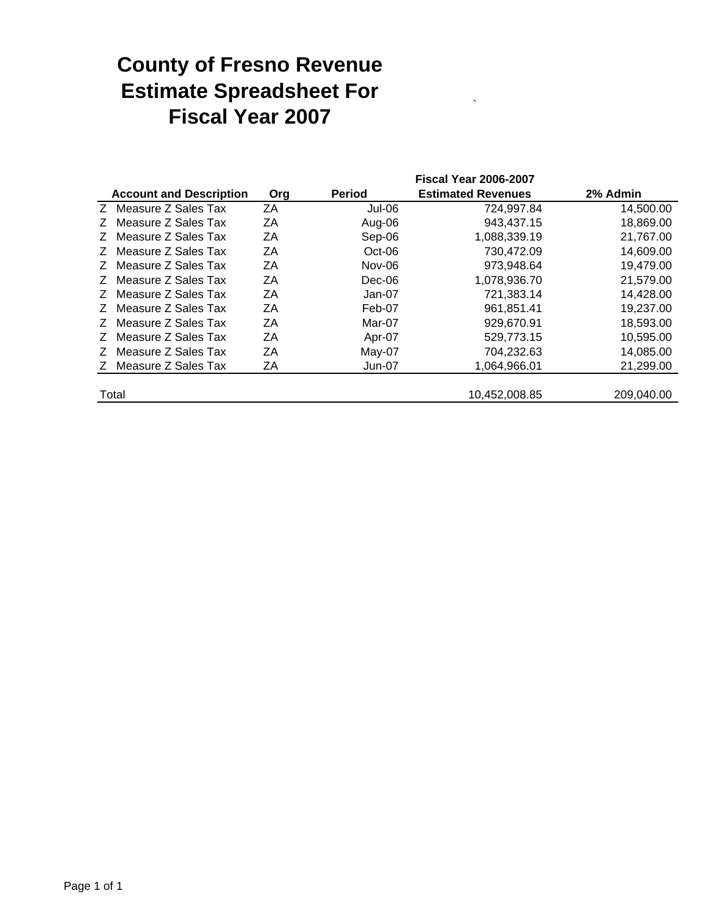# County of Fresno Revenue Estimate Spreadsheet For Fiscal Year 2007

| Account and Description | Org | Period | Fiscal Year 2006-2007 Estimated Revenues | 2% Admin |
|---|---|---|---|---|
| Z Measure Z Sales Tax | ZA | Jul-06 | 724,997.84 | 14,500.00 |
| Z Measure Z Sales Tax | ZA | Aug-06 | 943,437.15 | 18,869.00 |
| Z Measure Z Sales Tax | ZA | Sep-06 | 1,088,339.19 | 21,767.00 |
| Z Measure Z Sales Tax | ZA | Oct-06 | 730,472.09 | 14,609.00 |
| Z Measure Z Sales Tax | ZA | Nov-06 | 973,948.64 | 19,479.00 |
| Z Measure Z Sales Tax | ZA | Dec-06 | 1,078,936.70 | 21,579.00 |
| Z Measure Z Sales Tax | ZA | Jan-07 | 721,383.14 | 14,428.00 |
| Z Measure Z Sales Tax | ZA | Feb-07 | 961,851.41 | 19,237.00 |
| Z Measure Z Sales Tax | ZA | Mar-07 | 929,670.91 | 18,593.00 |
| Z Measure Z Sales Tax | ZA | Apr-07 | 529,773.15 | 10,595.00 |
| Z Measure Z Sales Tax | ZA | May-07 | 704,232.63 | 14,085.00 |
| Z Measure Z Sales Tax | ZA | Jun-07 | 1,064,966.01 | 21,299.00 |
| Total | | | 10,452,008.85 | 209,040.00 |